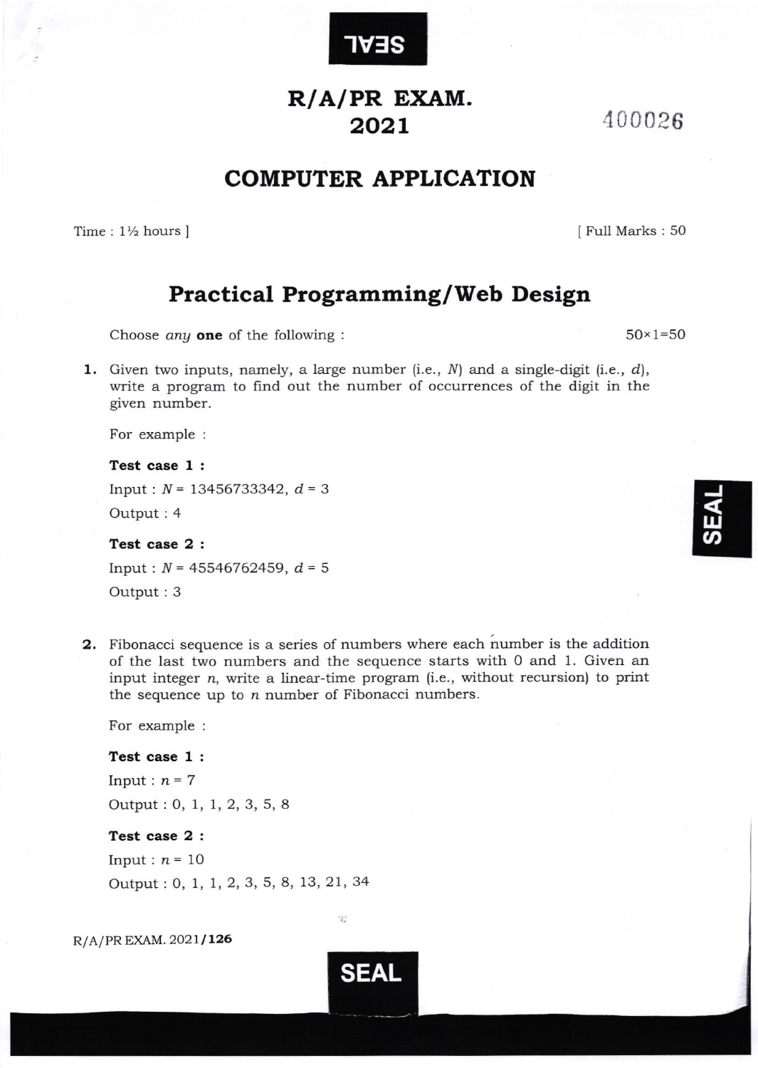# R/A/PR EXAM. 2021

400026

## COMPUTER APPLICATION

Time : 1½ hours ] [ Full Marks : 50

## Practical Programming/Web Design

Choose *any* **one** of the following : 50×1=50

**1.** Given two inputs, namely, a large number (i.e., $N$) and a single-digit (i.e., $d$), write a program to find out the number of occurrences of the digit in the given number.

For example :

**Test case 1 :**

Input : $N$ = 13456733342, $d$ = 3

Output : 4

**Test case 2 :**

Input : $N$ = 45546762459, $d$ = 5

Output : 3

**2.** Fibonacci sequence is a series of numbers where each number is the addition of the last two numbers and the sequence starts with 0 and 1. Given an input integer $n$, write a linear-time program (i.e., without recursion) to print the sequence up to $n$ number of Fibonacci numbers.

For example :

**Test case 1 :**

Input : $n$ = 7

Output : 0, 1, 1, 2, 3, 5, 8

**Test case 2 :**

Input : $n$ = 10

Output : 0, 1, 1, 2, 3, 5, 8, 13, 21, 34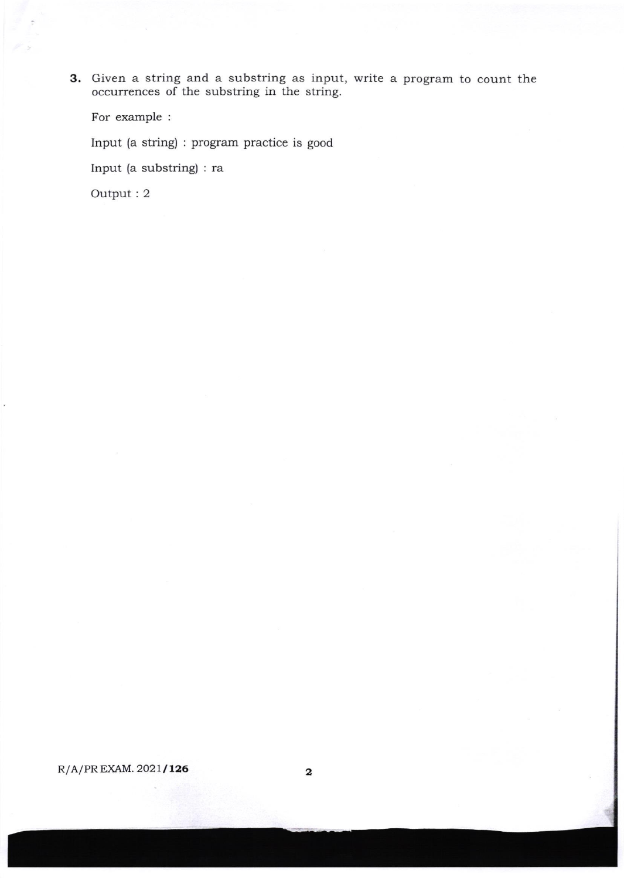3. Given a string and a substring as input, write a program to count the occurrences of the substring in the string.

   For example :

   Input (a string) : program practice is good

   Input (a substring) : ra

   Output : 2

R/A/PR EXAM. 2021/**126**